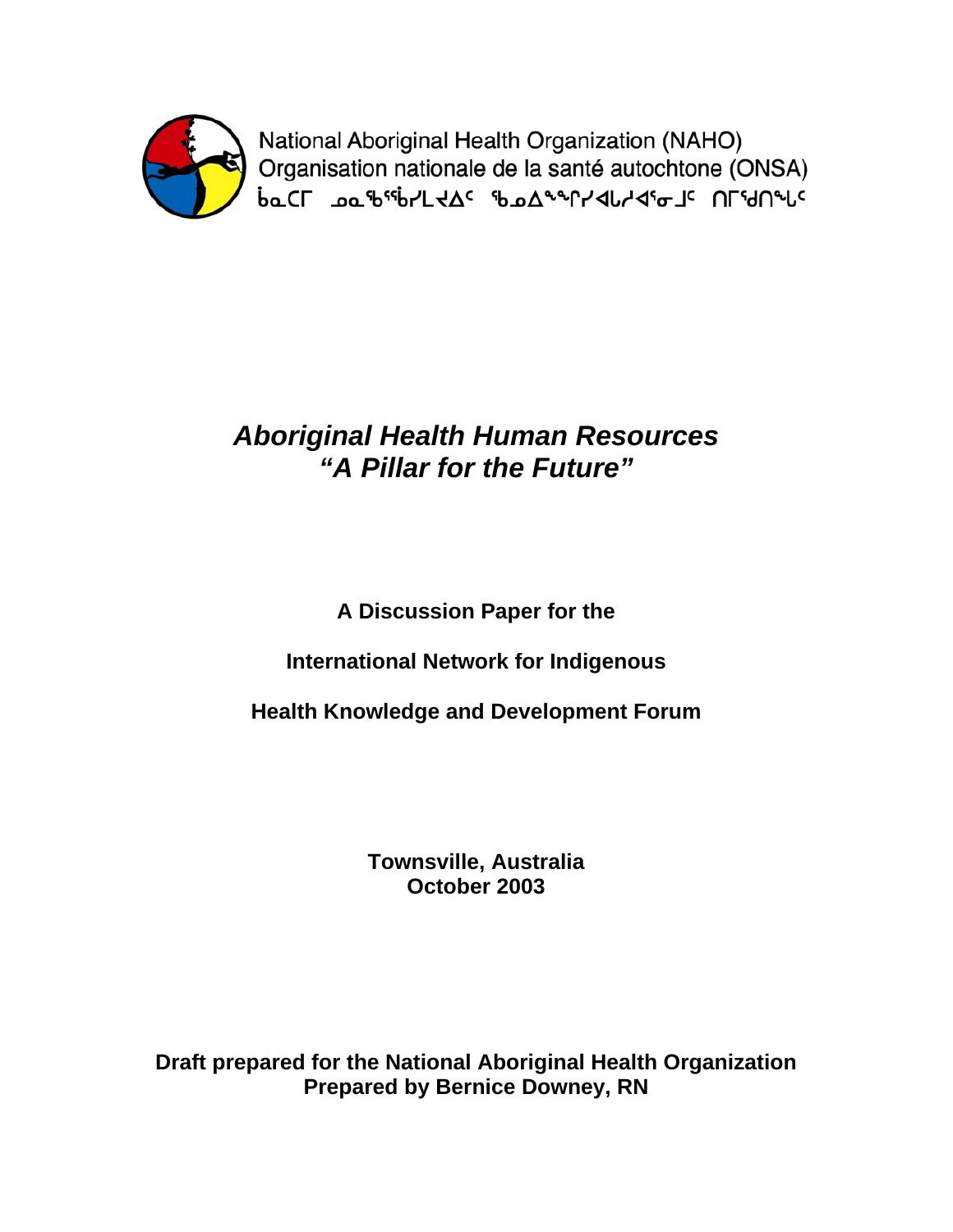National Aboriginal Health Organization (NAHO)
Organisation nationale de la santé autochtone (ONSA)
ᑳᓇᑕᒥ ᓄᓇᖃᖅᑳᖅᓯᒪᔪᐃᑦ ᖃᓄᐃᙱᑦᓯᐊᓚᓱᐊᖅᓂᒧᑦ ᑎᒥᖁᑎᖓᑦ

# *Aboriginal Health Human Resources*
# *“A Pillar for the Future”*

**A Discussion Paper for the**

**International Network for Indigenous**

**Health Knowledge and Development Forum**

**Townsville, Australia**
**October 2003**

**Draft prepared for the National Aboriginal Health Organization**
**Prepared by Bernice Downey, RN**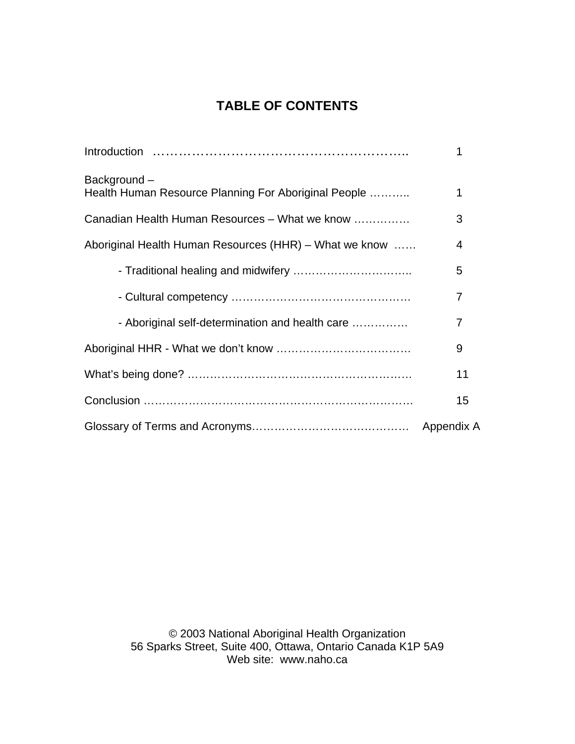# TABLE OF CONTENTS

| | |
|---|---|
| Introduction …………………………………………………….. | 1 |
| Background – Health Human Resource Planning For Aboriginal People ……….. | 1 |
| Canadian Health Human Resources – What we know …………… | 3 |
| Aboriginal Health Human Resources (HHR) – What we know …… | 4 |
| - Traditional healing and midwifery ………………………….. | 5 |
| - Cultural competency ………………………………………… | 7 |
| - Aboriginal self-determination and health care …………… | 7 |
| Aboriginal HHR - What we don't know ……………………………… | 9 |
| What's being done? …………………………………………………… | 11 |
| Conclusion ……………………………………………………………… | 15 |
| Glossary of Terms and Acronyms…………………………………… | Appendix A |

© 2003 National Aboriginal Health Organization
56 Sparks Street, Suite 400, Ottawa, Ontario Canada K1P 5A9
Web site: www.naho.ca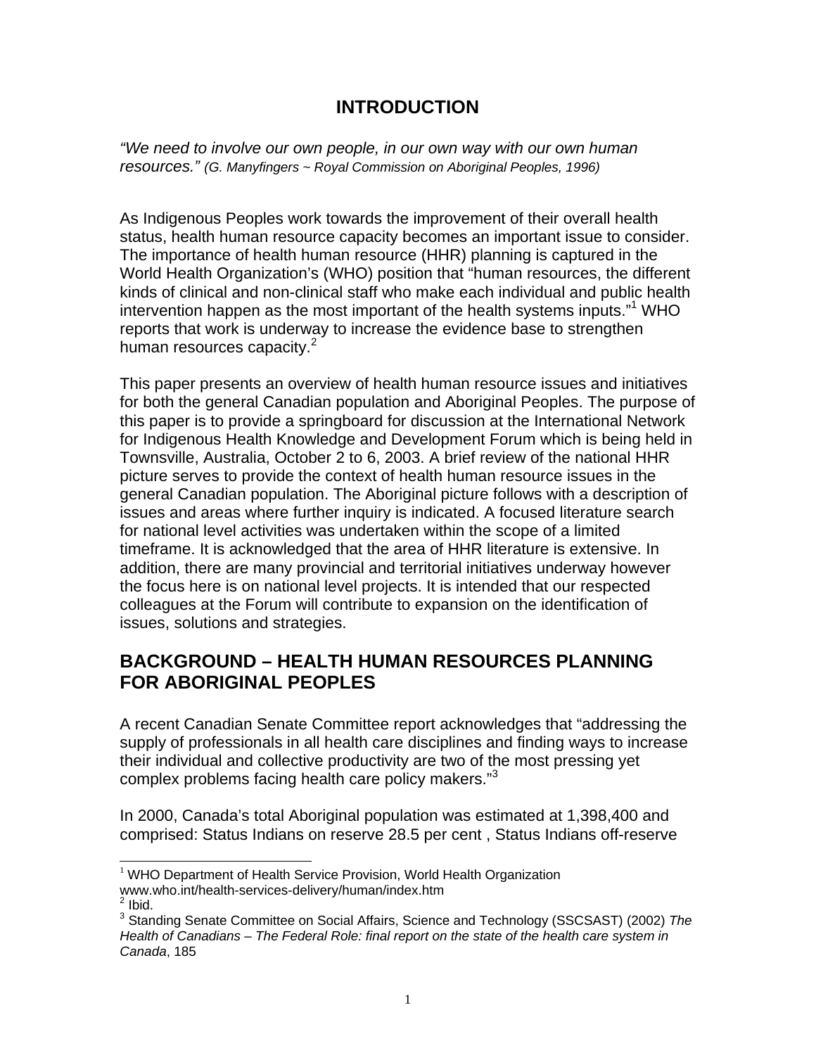# INTRODUCTION

*"We need to involve our own people, in our own way with our own human resources." (G. Manyfingers ~ Royal Commission on Aboriginal Peoples, 1996)*

As Indigenous Peoples work towards the improvement of their overall health status, health human resource capacity becomes an important issue to consider. The importance of health human resource (HHR) planning is captured in the World Health Organization's (WHO) position that "human resources, the different kinds of clinical and non-clinical staff who make each individual and public health intervention happen as the most important of the health systems inputs."[1] WHO reports that work is underway to increase the evidence base to strengthen human resources capacity.[2]

This paper presents an overview of health human resource issues and initiatives for both the general Canadian population and Aboriginal Peoples. The purpose of this paper is to provide a springboard for discussion at the International Network for Indigenous Health Knowledge and Development Forum which is being held in Townsville, Australia, October 2 to 6, 2003. A brief review of the national HHR picture serves to provide the context of health human resource issues in the general Canadian population. The Aboriginal picture follows with a description of issues and areas where further inquiry is indicated. A focused literature search for national level activities was undertaken within the scope of a limited timeframe. It is acknowledged that the area of HHR literature is extensive. In addition, there are many provincial and territorial initiatives underway however the focus here is on national level projects. It is intended that our respected colleagues at the Forum will contribute to expansion on the identification of issues, solutions and strategies.

## BACKGROUND – HEALTH HUMAN RESOURCES PLANNING FOR ABORIGINAL PEOPLES

A recent Canadian Senate Committee report acknowledges that "addressing the supply of professionals in all health care disciplines and finding ways to increase their individual and collective productivity are two of the most pressing yet complex problems facing health care policy makers."[3]

In 2000, Canada's total Aboriginal population was estimated at 1,398,400 and comprised: Status Indians on reserve 28.5 per cent , Status Indians off-reserve

---

[1] WHO Department of Health Service Provision, World Health Organization www.who.int/health-services-delivery/human/index.htm

[2] Ibid.

[3] Standing Senate Committee on Social Affairs, Science and Technology (SSCSAST) (2002) *The Health of Canadians – The Federal Role: final report on the state of the health care system in Canada*, 185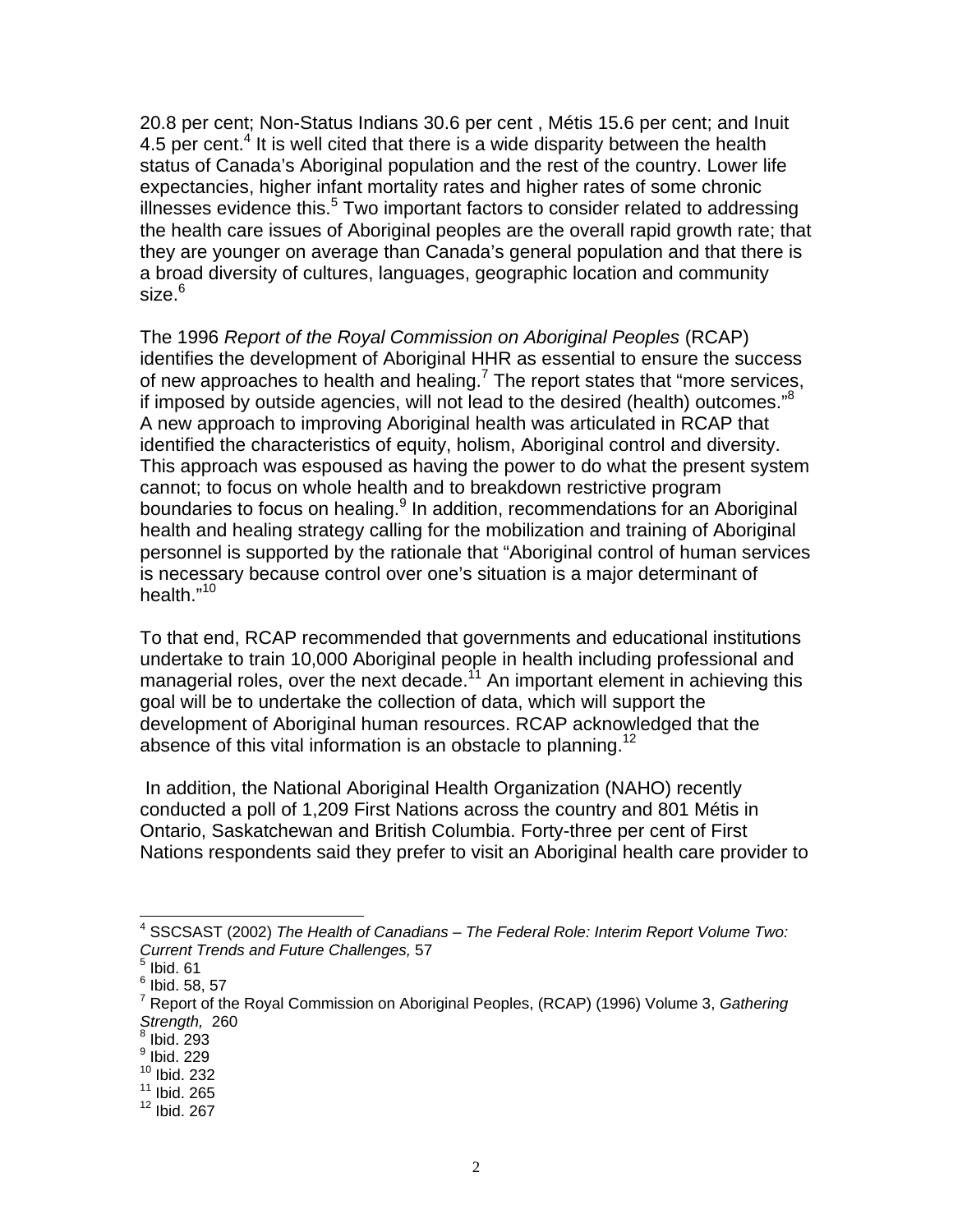20.8 per cent; Non-Status Indians 30.6 per cent , Métis 15.6 per cent; and Inuit 4.5 per cent.[4] It is well cited that there is a wide disparity between the health status of Canada's Aboriginal population and the rest of the country. Lower life expectancies, higher infant mortality rates and higher rates of some chronic illnesses evidence this.[5] Two important factors to consider related to addressing the health care issues of Aboriginal peoples are the overall rapid growth rate; that they are younger on average than Canada's general population and that there is a broad diversity of cultures, languages, geographic location and community size.[6]

The 1996 *Report of the Royal Commission on Aboriginal Peoples* (RCAP) identifies the development of Aboriginal HHR as essential to ensure the success of new approaches to health and healing.[7] The report states that "more services, if imposed by outside agencies, will not lead to the desired (health) outcomes."[8] A new approach to improving Aboriginal health was articulated in RCAP that identified the characteristics of equity, holism, Aboriginal control and diversity. This approach was espoused as having the power to do what the present system cannot; to focus on whole health and to breakdown restrictive program boundaries to focus on healing.[9] In addition, recommendations for an Aboriginal health and healing strategy calling for the mobilization and training of Aboriginal personnel is supported by the rationale that "Aboriginal control of human services is necessary because control over one's situation is a major determinant of health."[10]

To that end, RCAP recommended that governments and educational institutions undertake to train 10,000 Aboriginal people in health including professional and managerial roles, over the next decade.[11] An important element in achieving this goal will be to undertake the collection of data, which will support the development of Aboriginal human resources. RCAP acknowledged that the absence of this vital information is an obstacle to planning.[12]

In addition, the National Aboriginal Health Organization (NAHO) recently conducted a poll of 1,209 First Nations across the country and 801 Métis in Ontario, Saskatchewan and British Columbia. Forty-three per cent of First Nations respondents said they prefer to visit an Aboriginal health care provider to

---

[4] SSCSAST (2002) *The Health of Canadians – The Federal Role: Interim Report Volume Two: Current Trends and Future Challenges,* 57

[5] Ibid. 61

[6] Ibid. 58, 57

[7] Report of the Royal Commission on Aboriginal Peoples, (RCAP) (1996) Volume 3, *Gathering Strength,* 260

[8] Ibid. 293

[9] Ibid. 229

[10] Ibid. 232

[11] Ibid. 265

[12] Ibid. 267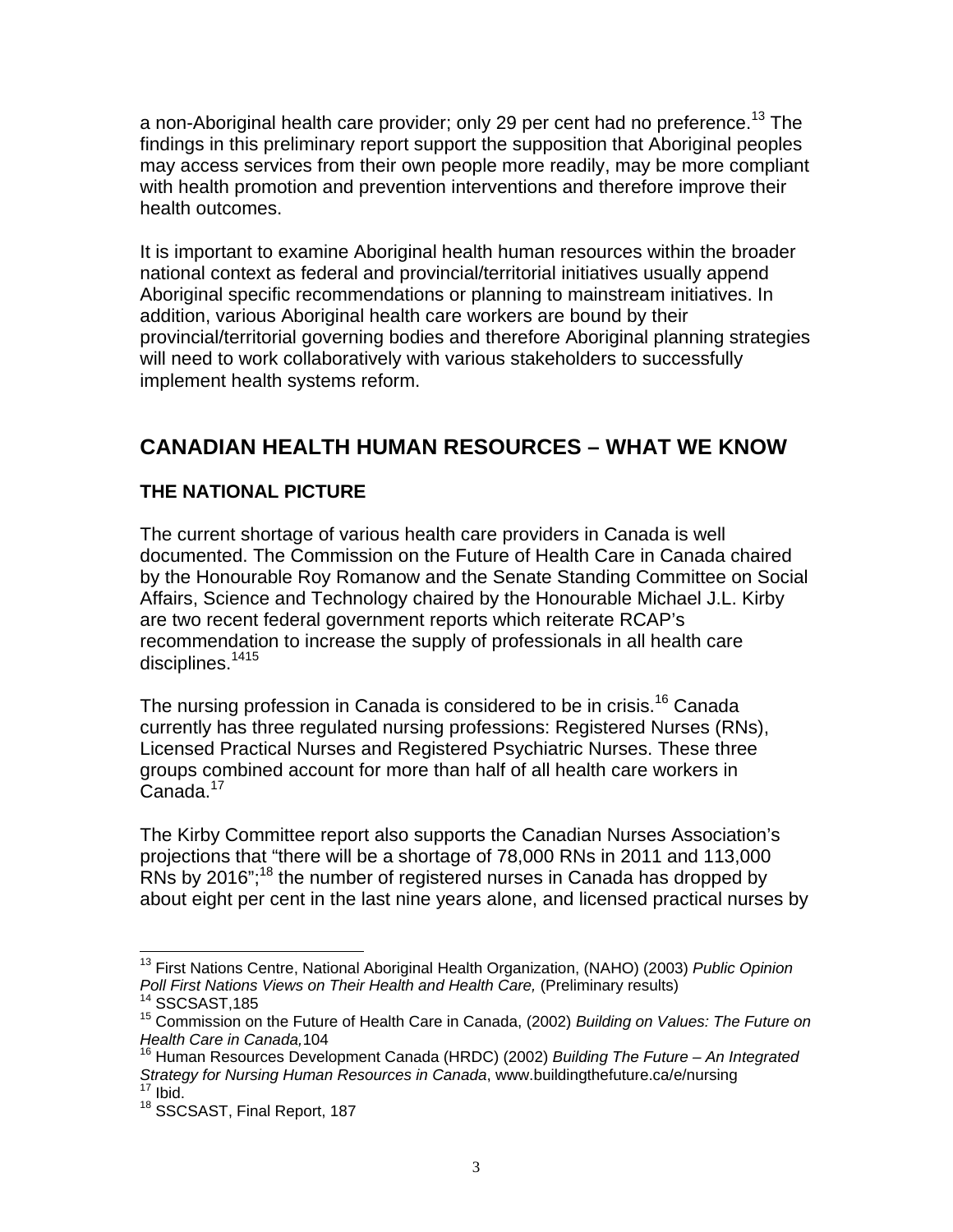a non-Aboriginal health care provider; only 29 per cent had no preference.[13] The findings in this preliminary report support the supposition that Aboriginal peoples may access services from their own people more readily, may be more compliant with health promotion and prevention interventions and therefore improve their health outcomes.

It is important to examine Aboriginal health human resources within the broader national context as federal and provincial/territorial initiatives usually append Aboriginal specific recommendations or planning to mainstream initiatives. In addition, various Aboriginal health care workers are bound by their provincial/territorial governing bodies and therefore Aboriginal planning strategies will need to work collaboratively with various stakeholders to successfully implement health systems reform.

## CANADIAN HEALTH HUMAN RESOURCES – WHAT WE KNOW

### THE NATIONAL PICTURE

The current shortage of various health care providers in Canada is well documented. The Commission on the Future of Health Care in Canada chaired by the Honourable Roy Romanow and the Senate Standing Committee on Social Affairs, Science and Technology chaired by the Honourable Michael J.L. Kirby are two recent federal government reports which reiterate RCAP's recommendation to increase the supply of professionals in all health care disciplines.[14][15]

The nursing profession in Canada is considered to be in crisis.[16] Canada currently has three regulated nursing professions: Registered Nurses (RNs), Licensed Practical Nurses and Registered Psychiatric Nurses. These three groups combined account for more than half of all health care workers in Canada.[17]

The Kirby Committee report also supports the Canadian Nurses Association's projections that "there will be a shortage of 78,000 RNs in 2011 and 113,000 RNs by 2016";[18] the number of registered nurses in Canada has dropped by about eight per cent in the last nine years alone, and licensed practical nurses by

---

[13] First Nations Centre, National Aboriginal Health Organization, (NAHO) (2003) *Public Opinion Poll First Nations Views on Their Health and Health Care,* (Preliminary results)

[14] SSCSAST,185

[15] Commission on the Future of Health Care in Canada, (2002) *Building on Values: The Future on Health Care in Canada,*104

[16] Human Resources Development Canada (HRDC) (2002) *Building The Future – An Integrated Strategy for Nursing Human Resources in Canada*, www.buildingthefuture.ca/e/nursing

[17] Ibid.

[18] SSCSAST, Final Report, 187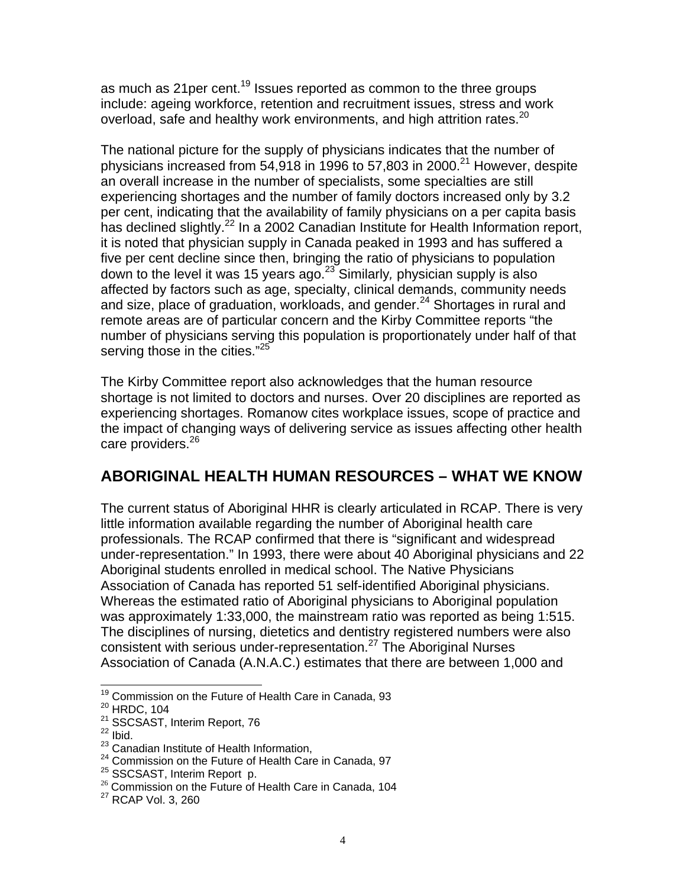as much as 21per cent.[19] Issues reported as common to the three groups include: ageing workforce, retention and recruitment issues, stress and work overload, safe and healthy work environments, and high attrition rates.[20]

The national picture for the supply of physicians indicates that the number of physicians increased from 54,918 in 1996 to 57,803 in 2000.[21] However, despite an overall increase in the number of specialists, some specialties are still experiencing shortages and the number of family doctors increased only by 3.2 per cent, indicating that the availability of family physicians on a per capita basis has declined slightly.[22] In a 2002 Canadian Institute for Health Information report, it is noted that physician supply in Canada peaked in 1993 and has suffered a five per cent decline since then, bringing the ratio of physicians to population down to the level it was 15 years ago.[23] Similarly, physician supply is also affected by factors such as age, specialty, clinical demands, community needs and size, place of graduation, workloads, and gender.[24] Shortages in rural and remote areas are of particular concern and the Kirby Committee reports "the number of physicians serving this population is proportionately under half of that serving those in the cities."[25]

The Kirby Committee report also acknowledges that the human resource shortage is not limited to doctors and nurses. Over 20 disciplines are reported as experiencing shortages. Romanow cites workplace issues, scope of practice and the impact of changing ways of delivering service as issues affecting other health care providers.[26]

## ABORIGINAL HEALTH HUMAN RESOURCES – WHAT WE KNOW

The current status of Aboriginal HHR is clearly articulated in RCAP. There is very little information available regarding the number of Aboriginal health care professionals. The RCAP confirmed that there is "significant and widespread under-representation." In 1993, there were about 40 Aboriginal physicians and 22 Aboriginal students enrolled in medical school. The Native Physicians Association of Canada has reported 51 self-identified Aboriginal physicians. Whereas the estimated ratio of Aboriginal physicians to Aboriginal population was approximately 1:33,000, the mainstream ratio was reported as being 1:515. The disciplines of nursing, dietetics and dentistry registered numbers were also consistent with serious under-representation.[27] The Aboriginal Nurses Association of Canada (A.N.A.C.) estimates that there are between 1,000 and

---

[19] Commission on the Future of Health Care in Canada, 93
[20] HRDC, 104
[21] SSCSAST, Interim Report, 76
[22] Ibid.
[23] Canadian Institute of Health Information,
[24] Commission on the Future of Health Care in Canada, 97
[25] SSCSAST, Interim Report p.
[26] Commission on the Future of Health Care in Canada, 104
[27] RCAP Vol. 3, 260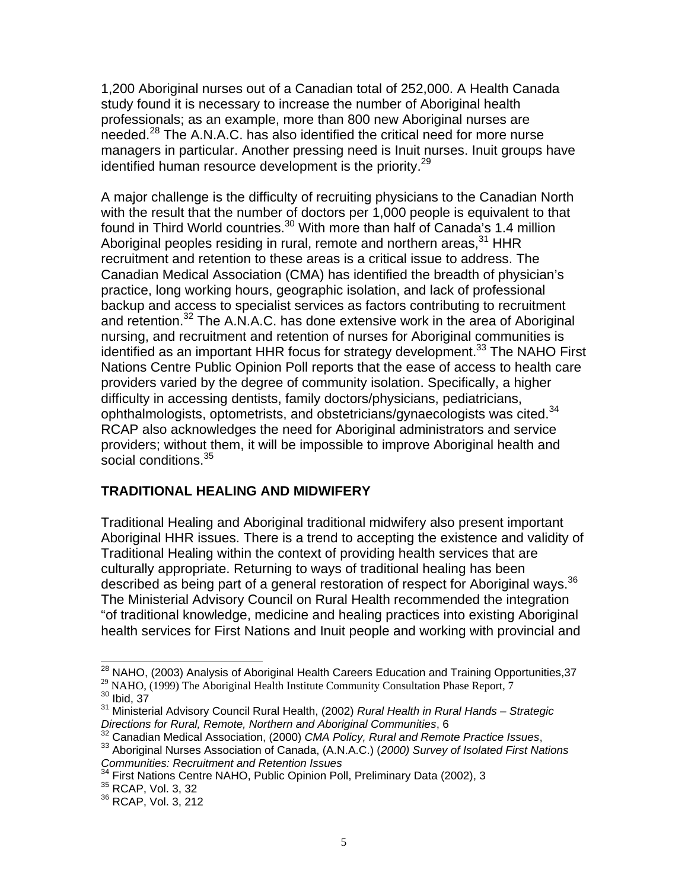1,200 Aboriginal nurses out of a Canadian total of 252,000. A Health Canada study found it is necessary to increase the number of Aboriginal health professionals; as an example, more than 800 new Aboriginal nurses are needed.[28] The A.N.A.C. has also identified the critical need for more nurse managers in particular. Another pressing need is Inuit nurses. Inuit groups have identified human resource development is the priority.[29]

A major challenge is the difficulty of recruiting physicians to the Canadian North with the result that the number of doctors per 1,000 people is equivalent to that found in Third World countries.[30] With more than half of Canada's 1.4 million Aboriginal peoples residing in rural, remote and northern areas,[31] HHR recruitment and retention to these areas is a critical issue to address. The Canadian Medical Association (CMA) has identified the breadth of physician's practice, long working hours, geographic isolation, and lack of professional backup and access to specialist services as factors contributing to recruitment and retention.[32] The A.N.A.C. has done extensive work in the area of Aboriginal nursing, and recruitment and retention of nurses for Aboriginal communities is identified as an important HHR focus for strategy development.[33] The NAHO First Nations Centre Public Opinion Poll reports that the ease of access to health care providers varied by the degree of community isolation. Specifically, a higher difficulty in accessing dentists, family doctors/physicians, pediatricians, ophthalmologists, optometrists, and obstetricians/gynaecologists was cited.[34] RCAP also acknowledges the need for Aboriginal administrators and service providers; without them, it will be impossible to improve Aboriginal health and social conditions.[35]

## TRADITIONAL HEALING AND MIDWIFERY

Traditional Healing and Aboriginal traditional midwifery also present important Aboriginal HHR issues. There is a trend to accepting the existence and validity of Traditional Healing within the context of providing health services that are culturally appropriate. Returning to ways of traditional healing has been described as being part of a general restoration of respect for Aboriginal ways.[36] The Ministerial Advisory Council on Rural Health recommended the integration "of traditional knowledge, medicine and healing practices into existing Aboriginal health services for First Nations and Inuit people and working with provincial and

---

[28] NAHO, (2003) Analysis of Aboriginal Health Careers Education and Training Opportunities,37
[29] NAHO, (1999) The Aboriginal Health Institute Community Consultation Phase Report, 7
[30] Ibid, 37
[31] Ministerial Advisory Council Rural Health, (2002) *Rural Health in Rural Hands – Strategic Directions for Rural, Remote, Northern and Aboriginal Communities*, 6
[32] Canadian Medical Association, (2000) *CMA Policy, Rural and Remote Practice Issues*,
[33] Aboriginal Nurses Association of Canada, (A.N.A.C.) (*2000) Survey of Isolated First Nations Communities: Recruitment and Retention Issues*
[34] First Nations Centre NAHO, Public Opinion Poll, Preliminary Data (2002), 3
[35] RCAP, Vol. 3, 32
[36] RCAP, Vol. 3, 212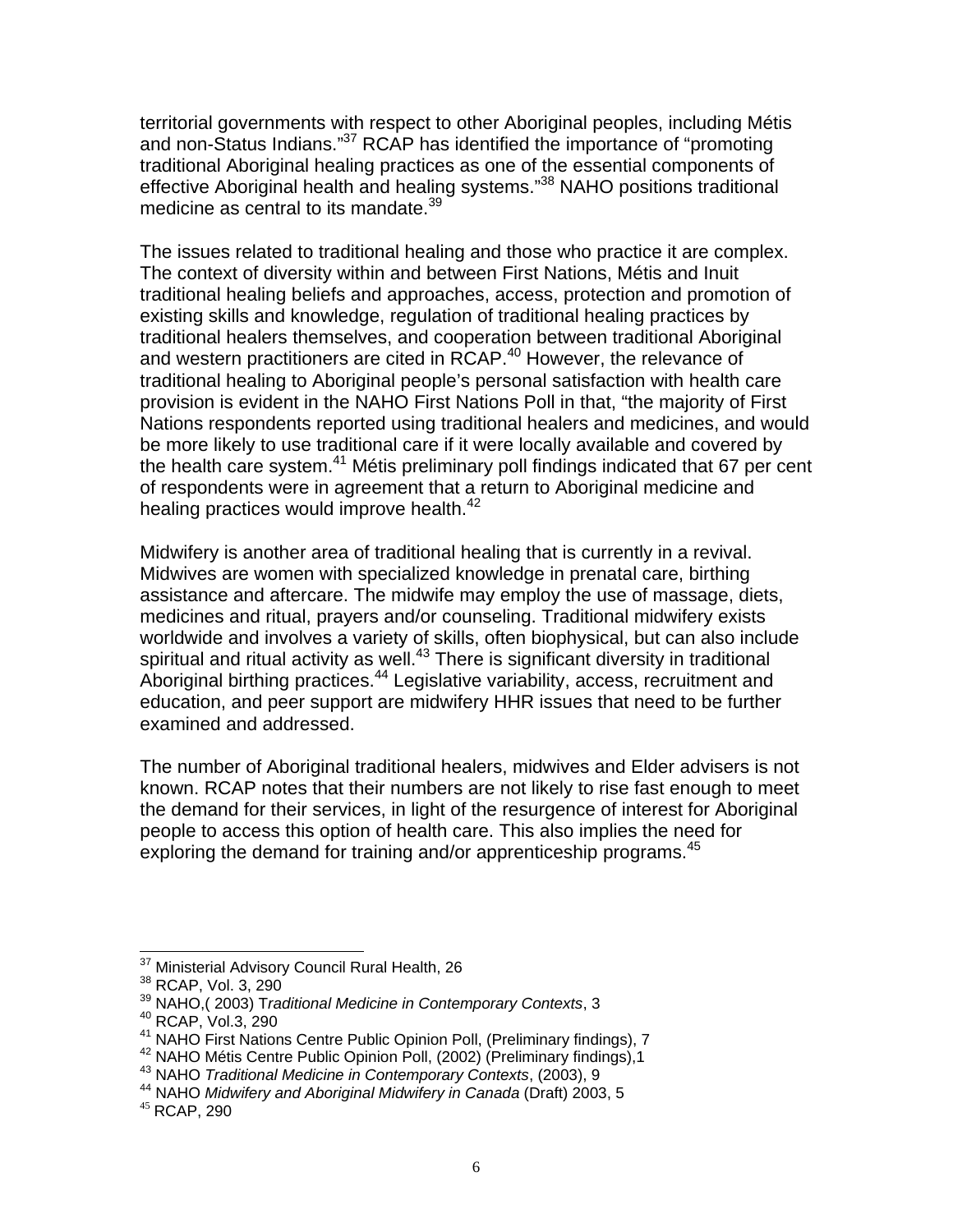territorial governments with respect to other Aboriginal peoples, including Métis and non-Status Indians."[37] RCAP has identified the importance of "promoting traditional Aboriginal healing practices as one of the essential components of effective Aboriginal health and healing systems."[38] NAHO positions traditional medicine as central to its mandate.[39]

The issues related to traditional healing and those who practice it are complex. The context of diversity within and between First Nations, Métis and Inuit traditional healing beliefs and approaches, access, protection and promotion of existing skills and knowledge, regulation of traditional healing practices by traditional healers themselves, and cooperation between traditional Aboriginal and western practitioners are cited in RCAP.[40] However, the relevance of traditional healing to Aboriginal people's personal satisfaction with health care provision is evident in the NAHO First Nations Poll in that, "the majority of First Nations respondents reported using traditional healers and medicines, and would be more likely to use traditional care if it were locally available and covered by the health care system.[41] Métis preliminary poll findings indicated that 67 per cent of respondents were in agreement that a return to Aboriginal medicine and healing practices would improve health.[42]

Midwifery is another area of traditional healing that is currently in a revival. Midwives are women with specialized knowledge in prenatal care, birthing assistance and aftercare. The midwife may employ the use of massage, diets, medicines and ritual, prayers and/or counseling. Traditional midwifery exists worldwide and involves a variety of skills, often biophysical, but can also include spiritual and ritual activity as well.[43] There is significant diversity in traditional Aboriginal birthing practices.[44] Legislative variability, access, recruitment and education, and peer support are midwifery HHR issues that need to be further examined and addressed.

The number of Aboriginal traditional healers, midwives and Elder advisers is not known. RCAP notes that their numbers are not likely to rise fast enough to meet the demand for their services, in light of the resurgence of interest for Aboriginal people to access this option of health care. This also implies the need for exploring the demand for training and/or apprenticeship programs.[45]

---

[37] Ministerial Advisory Council Rural Health, 26
[38] RCAP, Vol. 3, 290
[39] NAHO,( 2003) *Traditional Medicine in Contemporary Contexts*, 3
[40] RCAP, Vol.3, 290
[41] NAHO First Nations Centre Public Opinion Poll, (Preliminary findings), 7
[42] NAHO Métis Centre Public Opinion Poll, (2002) (Preliminary findings),1
[43] NAHO *Traditional Medicine in Contemporary Contexts*, (2003), 9
[44] NAHO *Midwifery and Aboriginal Midwifery in Canada* (Draft) 2003, 5
[45] RCAP, 290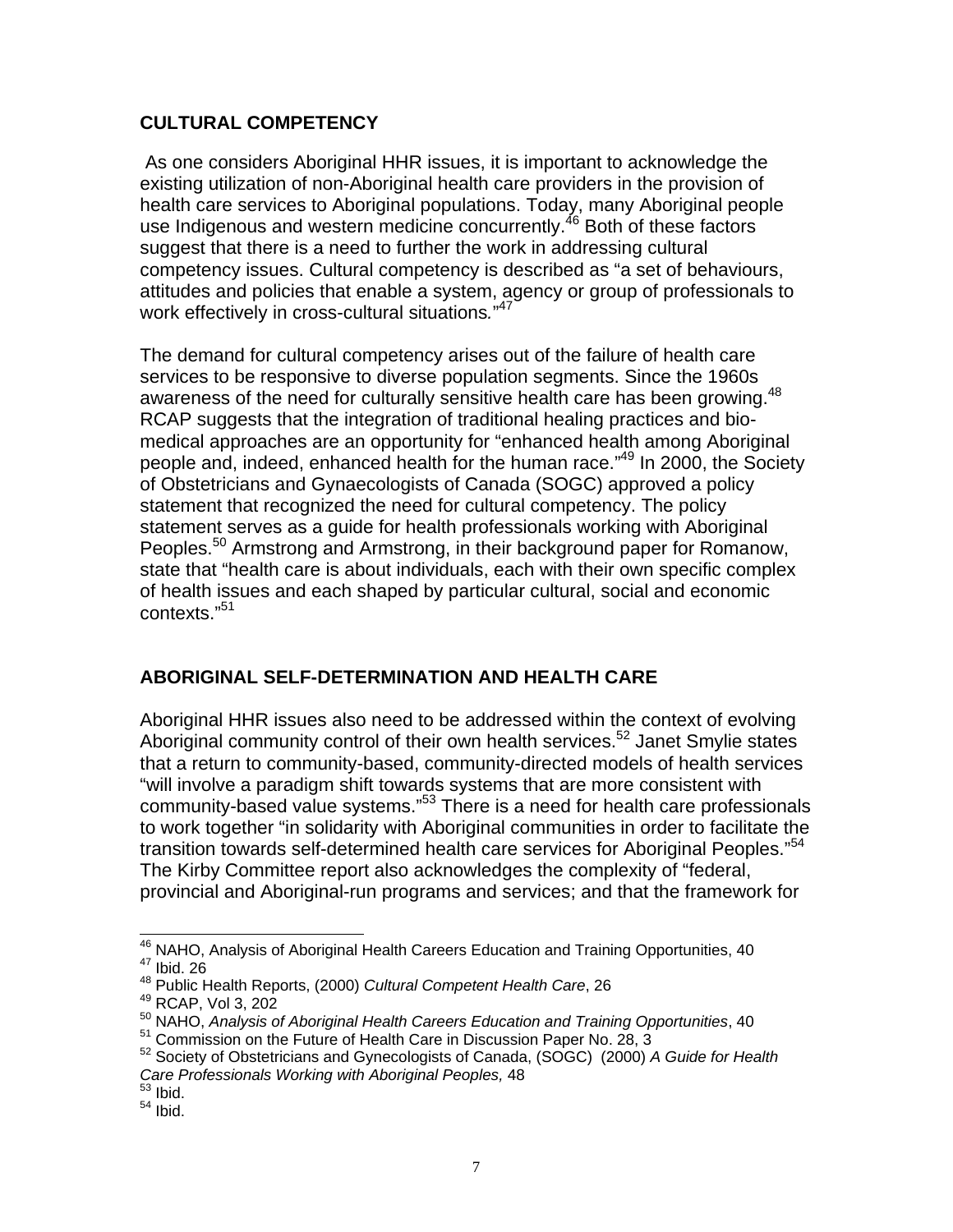## CULTURAL COMPETENCY

As one considers Aboriginal HHR issues, it is important to acknowledge the existing utilization of non-Aboriginal health care providers in the provision of health care services to Aboriginal populations. Today, many Aboriginal people use Indigenous and western medicine concurrently.[46] Both of these factors suggest that there is a need to further the work in addressing cultural competency issues. Cultural competency is described as "a set of behaviours, attitudes and policies that enable a system, agency or group of professionals to work effectively in cross-cultural situations."[47]

The demand for cultural competency arises out of the failure of health care services to be responsive to diverse population segments. Since the 1960s awareness of the need for culturally sensitive health care has been growing.[48] RCAP suggests that the integration of traditional healing practices and bio-medical approaches are an opportunity for "enhanced health among Aboriginal people and, indeed, enhanced health for the human race."[49] In 2000, the Society of Obstetricians and Gynaecologists of Canada (SOGC) approved a policy statement that recognized the need for cultural competency. The policy statement serves as a guide for health professionals working with Aboriginal Peoples.[50] Armstrong and Armstrong, in their background paper for Romanow, state that "health care is about individuals, each with their own specific complex of health issues and each shaped by particular cultural, social and economic contexts."[51]

## ABORIGINAL SELF-DETERMINATION AND HEALTH CARE

Aboriginal HHR issues also need to be addressed within the context of evolving Aboriginal community control of their own health services.[52] Janet Smylie states that a return to community-based, community-directed models of health services "will involve a paradigm shift towards systems that are more consistent with community-based value systems."[53] There is a need for health care professionals to work together "in solidarity with Aboriginal communities in order to facilitate the transition towards self-determined health care services for Aboriginal Peoples."[54] The Kirby Committee report also acknowledges the complexity of "federal, provincial and Aboriginal-run programs and services; and that the framework for

---

[46] NAHO, Analysis of Aboriginal Health Careers Education and Training Opportunities, 40
[47] Ibid. 26
[48] Public Health Reports, (2000) *Cultural Competent Health Care*, 26
[49] RCAP, Vol 3, 202
[50] NAHO, *Analysis of Aboriginal Health Careers Education and Training Opportunities*, 40
[51] Commission on the Future of Health Care in Discussion Paper No. 28, 3
[52] Society of Obstetricians and Gynecologists of Canada, (SOGC) (2000) *A Guide for Health Care Professionals Working with Aboriginal Peoples,* 48
[53] Ibid.
[54] Ibid.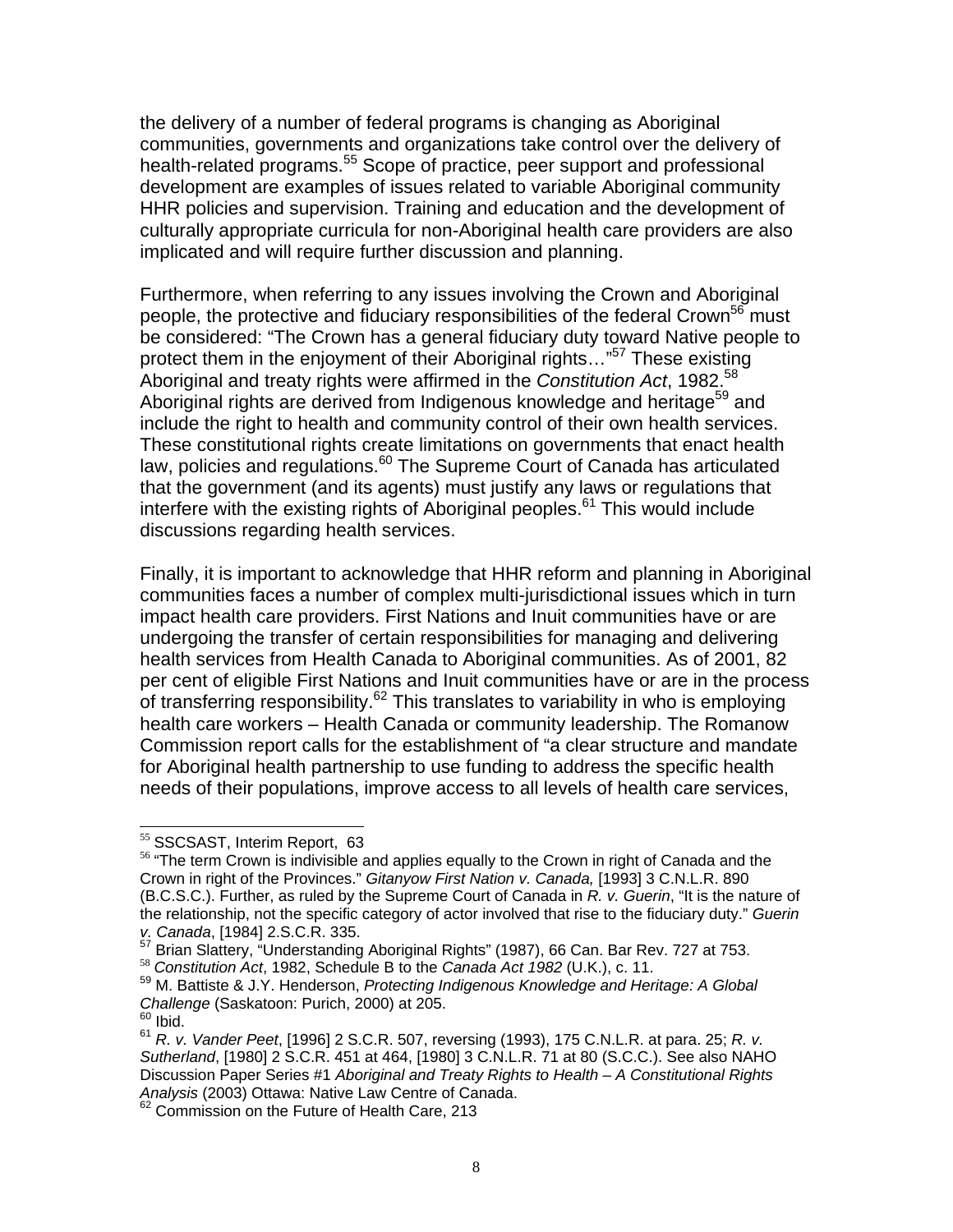the delivery of a number of federal programs is changing as Aboriginal communities, governments and organizations take control over the delivery of health-related programs.[55] Scope of practice, peer support and professional development are examples of issues related to variable Aboriginal community HHR policies and supervision. Training and education and the development of culturally appropriate curricula for non-Aboriginal health care providers are also implicated and will require further discussion and planning.

Furthermore, when referring to any issues involving the Crown and Aboriginal people, the protective and fiduciary responsibilities of the federal Crown[56] must be considered: "The Crown has a general fiduciary duty toward Native people to protect them in the enjoyment of their Aboriginal rights…"[57] These existing Aboriginal and treaty rights were affirmed in the *Constitution Act*, 1982.[58] Aboriginal rights are derived from Indigenous knowledge and heritage[59] and include the right to health and community control of their own health services. These constitutional rights create limitations on governments that enact health law, policies and regulations.[60] The Supreme Court of Canada has articulated that the government (and its agents) must justify any laws or regulations that interfere with the existing rights of Aboriginal peoples.[61] This would include discussions regarding health services.

Finally, it is important to acknowledge that HHR reform and planning in Aboriginal communities faces a number of complex multi-jurisdictional issues which in turn impact health care providers. First Nations and Inuit communities have or are undergoing the transfer of certain responsibilities for managing and delivering health services from Health Canada to Aboriginal communities. As of 2001, 82 per cent of eligible First Nations and Inuit communities have or are in the process of transferring responsibility.[62] This translates to variability in who is employing health care workers – Health Canada or community leadership. The Romanow Commission report calls for the establishment of "a clear structure and mandate for Aboriginal health partnership to use funding to address the specific health needs of their populations, improve access to all levels of health care services,

---

[55] SSCSAST, Interim Report, 63

[56] "The term Crown is indivisible and applies equally to the Crown in right of Canada and the Crown in right of the Provinces." *Gitanyow First Nation v. Canada,* [1993] 3 C.N.L.R. 890 (B.C.S.C.). Further, as ruled by the Supreme Court of Canada in *R. v. Guerin*, "It is the nature of the relationship, not the specific category of actor involved that rise to the fiduciary duty." *Guerin v. Canada*, [1984] 2.S.C.R. 335.

[57] Brian Slattery, "Understanding Aboriginal Rights" (1987), 66 Can. Bar Rev. 727 at 753.

[58] *Constitution Act*, 1982, Schedule B to the *Canada Act 1982* (U.K.), c. 11.

[59] M. Battiste & J.Y. Henderson, *Protecting Indigenous Knowledge and Heritage: A Global Challenge* (Saskatoon: Purich, 2000) at 205.

[60] Ibid.

[61] *R. v. Vander Peet*, [1996] 2 S.C.R. 507, reversing (1993), 175 C.N.L.R. at para. 25; *R. v. Sutherland*, [1980] 2 S.C.R. 451 at 464, [1980] 3 C.N.L.R. 71 at 80 (S.C.C.). See also NAHO Discussion Paper Series #1 *Aboriginal and Treaty Rights to Health – A Constitutional Rights Analysis* (2003) Ottawa: Native Law Centre of Canada.

[62] Commission on the Future of Health Care, 213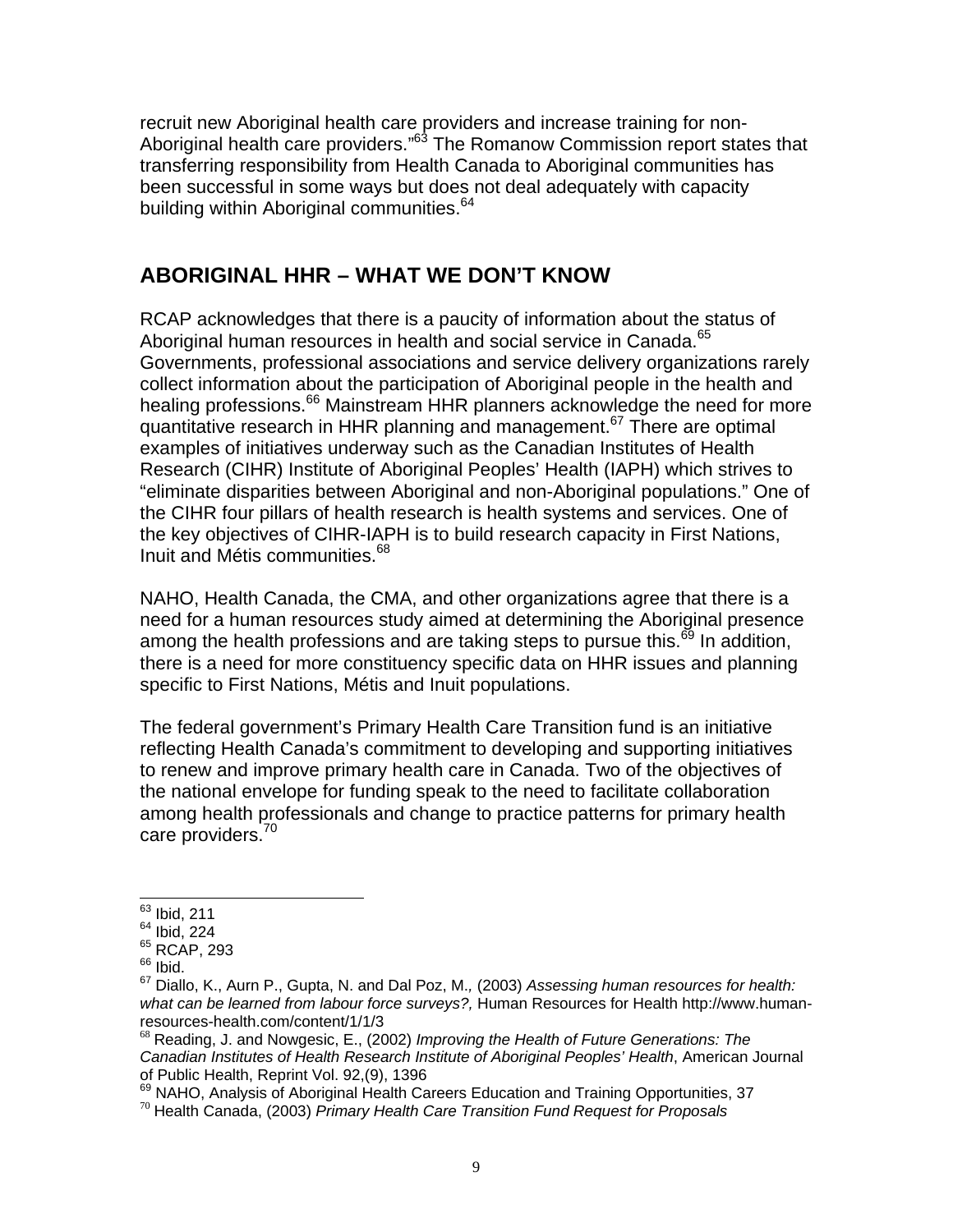recruit new Aboriginal health care providers and increase training for non-Aboriginal health care providers."[63] The Romanow Commission report states that transferring responsibility from Health Canada to Aboriginal communities has been successful in some ways but does not deal adequately with capacity building within Aboriginal communities.[64]

## ABORIGINAL HHR – WHAT WE DON'T KNOW

RCAP acknowledges that there is a paucity of information about the status of Aboriginal human resources in health and social service in Canada.[65] Governments, professional associations and service delivery organizations rarely collect information about the participation of Aboriginal people in the health and healing professions.[66] Mainstream HHR planners acknowledge the need for more quantitative research in HHR planning and management.[67] There are optimal examples of initiatives underway such as the Canadian Institutes of Health Research (CIHR) Institute of Aboriginal Peoples' Health (IAPH) which strives to "eliminate disparities between Aboriginal and non-Aboriginal populations." One of the CIHR four pillars of health research is health systems and services. One of the key objectives of CIHR-IAPH is to build research capacity in First Nations, Inuit and Métis communities.[68]

NAHO, Health Canada, the CMA, and other organizations agree that there is a need for a human resources study aimed at determining the Aboriginal presence among the health professions and are taking steps to pursue this.[69] In addition, there is a need for more constituency specific data on HHR issues and planning specific to First Nations, Métis and Inuit populations.

The federal government's Primary Health Care Transition fund is an initiative reflecting Health Canada's commitment to developing and supporting initiatives to renew and improve primary health care in Canada. Two of the objectives of the national envelope for funding speak to the need to facilitate collaboration among health professionals and change to practice patterns for primary health care providers.[70]

---

[63] Ibid, 211
[64] Ibid, 224
[65] RCAP, 293
[66] Ibid.
[67] Diallo, K., Aurn P., Gupta, N. and Dal Poz, M., (2003) *Assessing human resources for health: what can be learned from labour force surveys?,* Human Resources for Health http://www.human-resources-health.com/content/1/1/3
[68] Reading, J. and Nowgesic, E., (2002) *Improving the Health of Future Generations: The Canadian Institutes of Health Research Institute of Aboriginal Peoples' Health*, American Journal of Public Health, Reprint Vol. 92,(9), 1396
[69] NAHO, Analysis of Aboriginal Health Careers Education and Training Opportunities, 37
[70] Health Canada, (2003) *Primary Health Care Transition Fund Request for Proposals*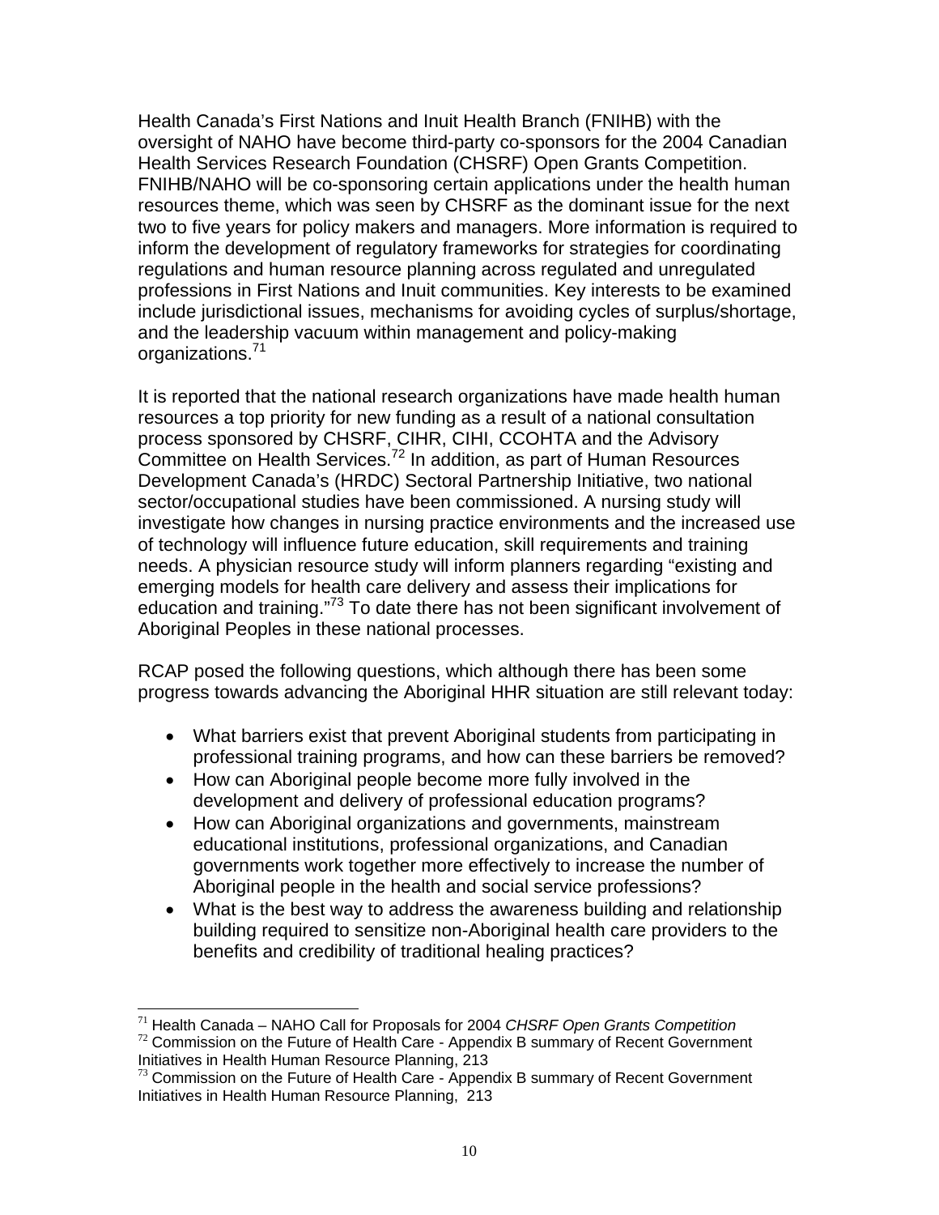Health Canada's First Nations and Inuit Health Branch (FNIHB) with the oversight of NAHO have become third-party co-sponsors for the 2004 Canadian Health Services Research Foundation (CHSRF) Open Grants Competition. FNIHB/NAHO will be co-sponsoring certain applications under the health human resources theme, which was seen by CHSRF as the dominant issue for the next two to five years for policy makers and managers. More information is required to inform the development of regulatory frameworks for strategies for coordinating regulations and human resource planning across regulated and unregulated professions in First Nations and Inuit communities. Key interests to be examined include jurisdictional issues, mechanisms for avoiding cycles of surplus/shortage, and the leadership vacuum within management and policy-making organizations.[71]

It is reported that the national research organizations have made health human resources a top priority for new funding as a result of a national consultation process sponsored by CHSRF, CIHR, CIHI, CCOHTA and the Advisory Committee on Health Services.[72] In addition, as part of Human Resources Development Canada's (HRDC) Sectoral Partnership Initiative, two national sector/occupational studies have been commissioned. A nursing study will investigate how changes in nursing practice environments and the increased use of technology will influence future education, skill requirements and training needs. A physician resource study will inform planners regarding "existing and emerging models for health care delivery and assess their implications for education and training."[73] To date there has not been significant involvement of Aboriginal Peoples in these national processes.

RCAP posed the following questions, which although there has been some progress towards advancing the Aboriginal HHR situation are still relevant today:

- What barriers exist that prevent Aboriginal students from participating in professional training programs, and how can these barriers be removed?
- How can Aboriginal people become more fully involved in the development and delivery of professional education programs?
- How can Aboriginal organizations and governments, mainstream educational institutions, professional organizations, and Canadian governments work together more effectively to increase the number of Aboriginal people in the health and social service professions?
- What is the best way to address the awareness building and relationship building required to sensitize non-Aboriginal health care providers to the benefits and credibility of traditional healing practices?

---

[71] Health Canada – NAHO Call for Proposals for 2004 *CHSRF Open Grants Competition*

[72] Commission on the Future of Health Care - Appendix B summary of Recent Government Initiatives in Health Human Resource Planning, 213

[73] Commission on the Future of Health Care - Appendix B summary of Recent Government Initiatives in Health Human Resource Planning, 213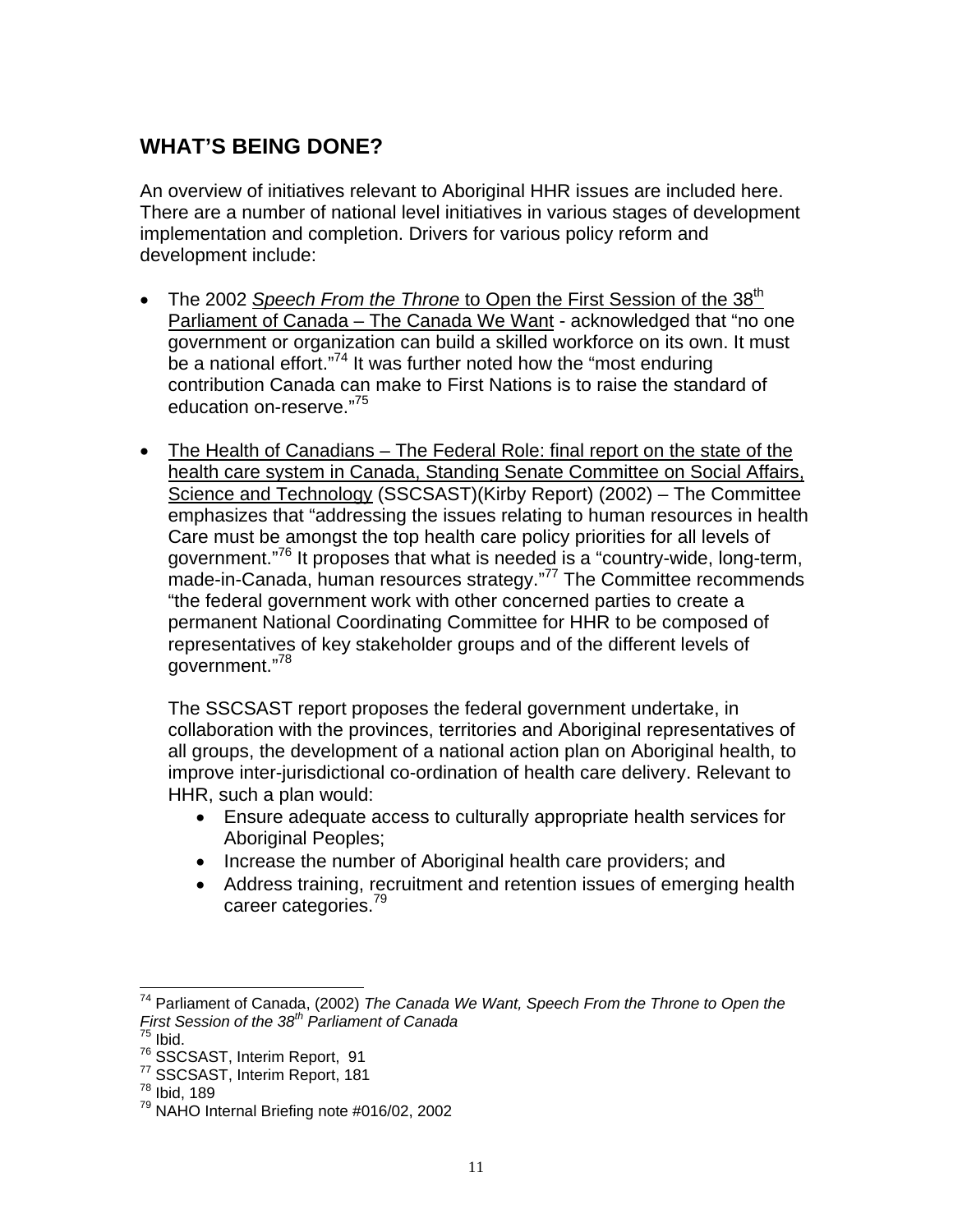## WHAT'S BEING DONE?

An overview of initiatives relevant to Aboriginal HHR issues are included here. There are a number of national level initiatives in various stages of development implementation and completion. Drivers for various policy reform and development include:

- The 2002 *Speech From the Throne* to Open the First Session of the 38th Parliament of Canada – The Canada We Want - acknowledged that "no one government or organization can build a skilled workforce on its own. It must be a national effort."[74] It was further noted how the "most enduring contribution Canada can make to First Nations is to raise the standard of education on-reserve."[75]

- The Health of Canadians – The Federal Role: final report on the state of the health care system in Canada, Standing Senate Committee on Social Affairs, Science and Technology (SSCSAST)(Kirby Report) (2002) – The Committee emphasizes that "addressing the issues relating to human resources in health Care must be amongst the top health care policy priorities for all levels of government."[76] It proposes that what is needed is a "country-wide, long-term, made-in-Canada, human resources strategy."[77] The Committee recommends "the federal government work with other concerned parties to create a permanent National Coordinating Committee for HHR to be composed of representatives of key stakeholder groups and of the different levels of government."[78]

  The SSCSAST report proposes the federal government undertake, in collaboration with the provinces, territories and Aboriginal representatives of all groups, the development of a national action plan on Aboriginal health, to improve inter-jurisdictional co-ordination of health care delivery. Relevant to HHR, such a plan would:
  - Ensure adequate access to culturally appropriate health services for Aboriginal Peoples;
  - Increase the number of Aboriginal health care providers; and
  - Address training, recruitment and retention issues of emerging health career categories.[79]

---

[74] Parliament of Canada, (2002) *The Canada We Want, Speech From the Throne to Open the First Session of the 38th Parliament of Canada*
[75] Ibid.
[76] SSCSAST, Interim Report, 91
[77] SSCSAST, Interim Report, 181
[78] Ibid, 189
[79] NAHO Internal Briefing note #016/02, 2002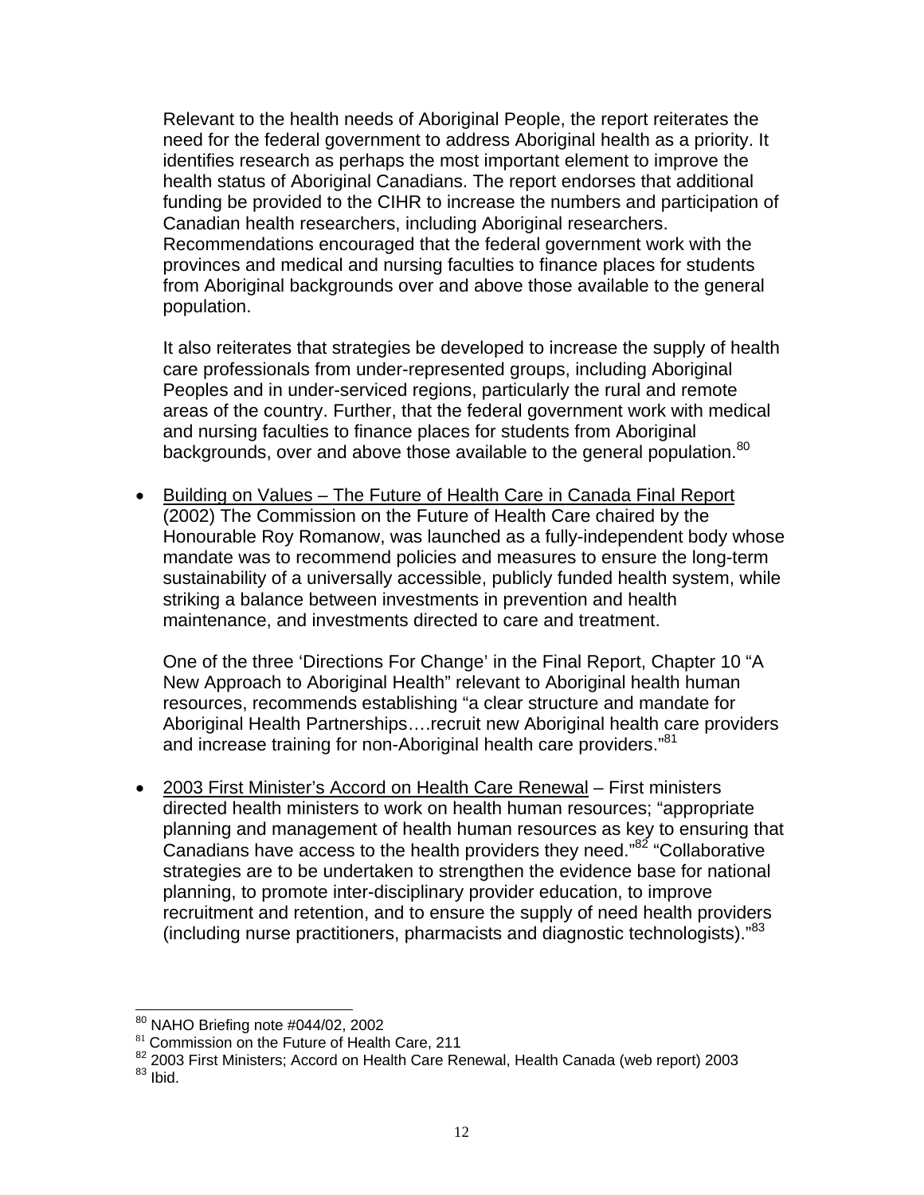Relevant to the health needs of Aboriginal People, the report reiterates the need for the federal government to address Aboriginal health as a priority. It identifies research as perhaps the most important element to improve the health status of Aboriginal Canadians. The report endorses that additional funding be provided to the CIHR to increase the numbers and participation of Canadian health researchers, including Aboriginal researchers. Recommendations encouraged that the federal government work with the provinces and medical and nursing faculties to finance places for students from Aboriginal backgrounds over and above those available to the general population.

It also reiterates that strategies be developed to increase the supply of health care professionals from under-represented groups, including Aboriginal Peoples and in under-serviced regions, particularly the rural and remote areas of the country. Further, that the federal government work with medical and nursing faculties to finance places for students from Aboriginal backgrounds, over and above those available to the general population.[80]

- Building on Values – The Future of Health Care in Canada Final Report (2002) The Commission on the Future of Health Care chaired by the Honourable Roy Romanow, was launched as a fully-independent body whose mandate was to recommend policies and measures to ensure the long-term sustainability of a universally accessible, publicly funded health system, while striking a balance between investments in prevention and health maintenance, and investments directed to care and treatment.

  One of the three 'Directions For Change' in the Final Report, Chapter 10 "A New Approach to Aboriginal Health" relevant to Aboriginal health human resources, recommends establishing "a clear structure and mandate for Aboriginal Health Partnerships….recruit new Aboriginal health care providers and increase training for non-Aboriginal health care providers."[81]

- 2003 First Minister's Accord on Health Care Renewal – First ministers directed health ministers to work on health human resources; "appropriate planning and management of health human resources as key to ensuring that Canadians have access to the health providers they need."[82] "Collaborative strategies are to be undertaken to strengthen the evidence base for national planning, to promote inter-disciplinary provider education, to improve recruitment and retention, and to ensure the supply of need health providers (including nurse practitioners, pharmacists and diagnostic technologists)."[83]

---

[80] NAHO Briefing note #044/02, 2002
[81] Commission on the Future of Health Care, 211
[82] 2003 First Ministers; Accord on Health Care Renewal, Health Canada (web report) 2003
[83] Ibid.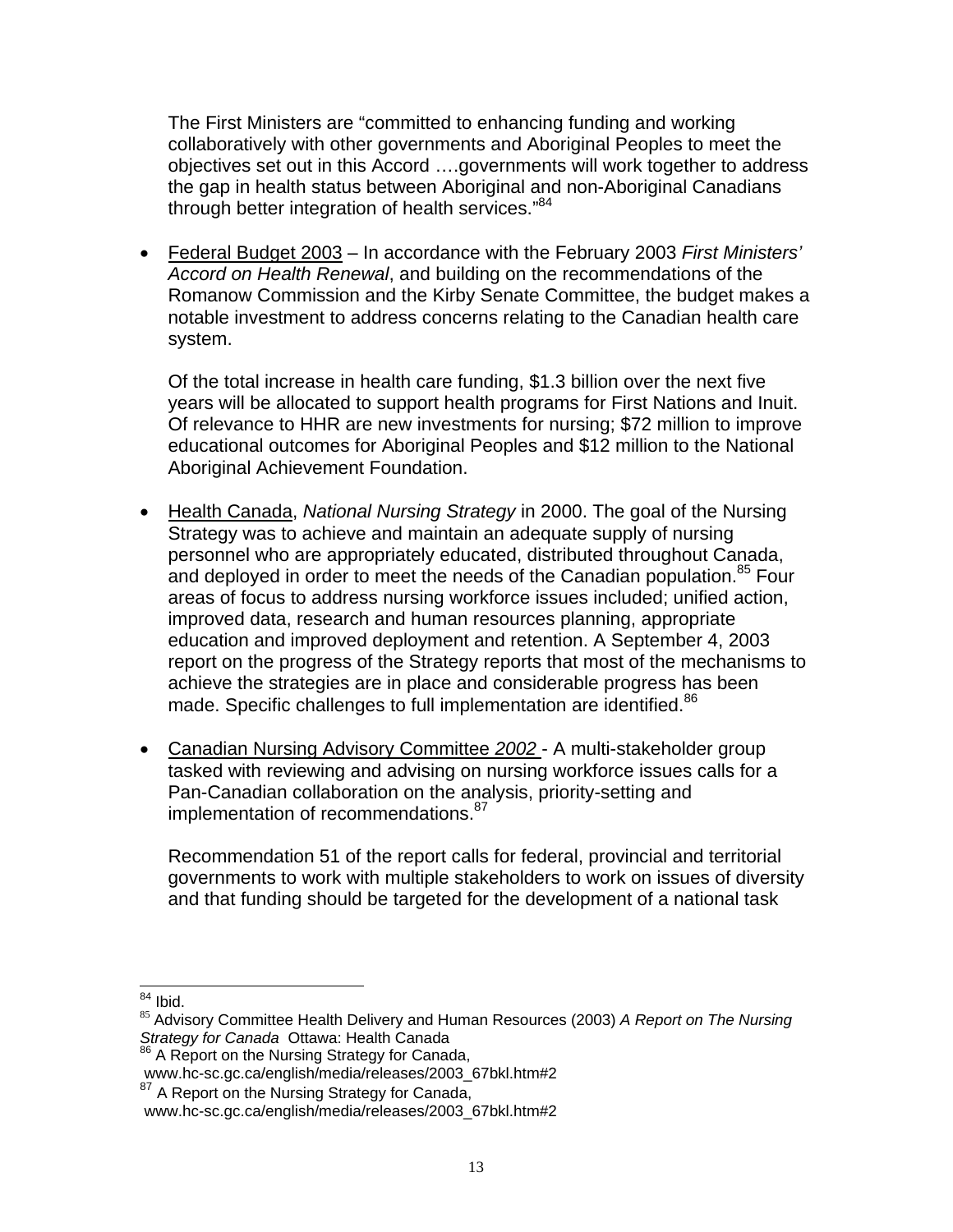The First Ministers are "committed to enhancing funding and working collaboratively with other governments and Aboriginal Peoples to meet the objectives set out in this Accord ….governments will work together to address the gap in health status between Aboriginal and non-Aboriginal Canadians through better integration of health services."[84]

- Federal Budget 2003 – In accordance with the February 2003 *First Ministers' Accord on Health Renewal*, and building on the recommendations of the Romanow Commission and the Kirby Senate Committee, the budget makes a notable investment to address concerns relating to the Canadian health care system.

  Of the total increase in health care funding, $1.3 billion over the next five years will be allocated to support health programs for First Nations and Inuit. Of relevance to HHR are new investments for nursing; $72 million to improve educational outcomes for Aboriginal Peoples and $12 million to the National Aboriginal Achievement Foundation.

- Health Canada, *National Nursing Strategy* in 2000. The goal of the Nursing Strategy was to achieve and maintain an adequate supply of nursing personnel who are appropriately educated, distributed throughout Canada, and deployed in order to meet the needs of the Canadian population.[85] Four areas of focus to address nursing workforce issues included; unified action, improved data, research and human resources planning, appropriate education and improved deployment and retention. A September 4, 2003 report on the progress of the Strategy reports that most of the mechanisms to achieve the strategies are in place and considerable progress has been made. Specific challenges to full implementation are identified.[86]

- Canadian Nursing Advisory Committee *2002* - A multi-stakeholder group tasked with reviewing and advising on nursing workforce issues calls for a Pan-Canadian collaboration on the analysis, priority-setting and implementation of recommendations.[87]

  Recommendation 51 of the report calls for federal, provincial and territorial governments to work with multiple stakeholders to work on issues of diversity and that funding should be targeted for the development of a national task

---

[84] Ibid.

[85] Advisory Committee Health Delivery and Human Resources (2003) *A Report on The Nursing Strategy for Canada* Ottawa: Health Canada

[86] A Report on the Nursing Strategy for Canada, www.hc-sc.gc.ca/english/media/releases/2003_67bkl.htm#2

[87] A Report on the Nursing Strategy for Canada, www.hc-sc.gc.ca/english/media/releases/2003_67bkl.htm#2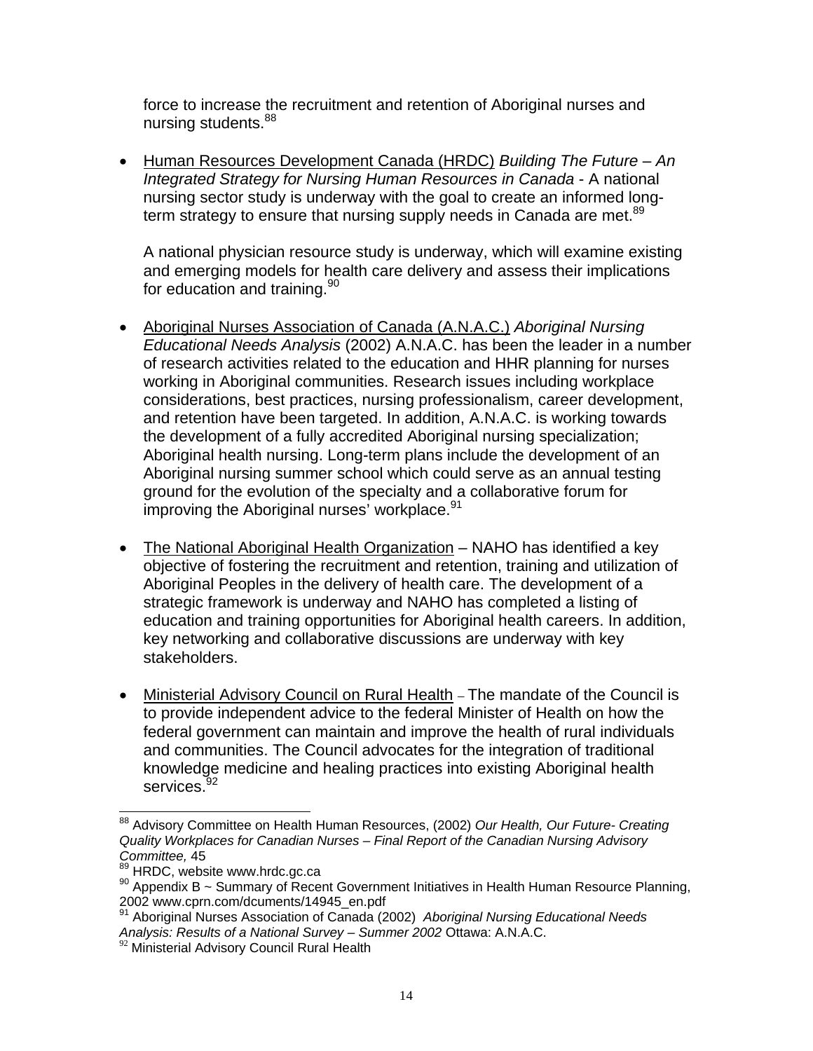force to increase the recruitment and retention of Aboriginal nurses and nursing students.[88]

- Human Resources Development Canada (HRDC) *Building The Future – An Integrated Strategy for Nursing Human Resources in Canada* - A national nursing sector study is underway with the goal to create an informed long-term strategy to ensure that nursing supply needs in Canada are met.[89]

  A national physician resource study is underway, which will examine existing and emerging models for health care delivery and assess their implications for education and training.[90]

- Aboriginal Nurses Association of Canada (A.N.A.C.) *Aboriginal Nursing Educational Needs Analysis* (2002) A.N.A.C. has been the leader in a number of research activities related to the education and HHR planning for nurses working in Aboriginal communities. Research issues including workplace considerations, best practices, nursing professionalism, career development, and retention have been targeted. In addition, A.N.A.C. is working towards the development of a fully accredited Aboriginal nursing specialization; Aboriginal health nursing. Long-term plans include the development of an Aboriginal nursing summer school which could serve as an annual testing ground for the evolution of the specialty and a collaborative forum for improving the Aboriginal nurses' workplace.[91]

- The National Aboriginal Health Organization – NAHO has identified a key objective of fostering the recruitment and retention, training and utilization of Aboriginal Peoples in the delivery of health care. The development of a strategic framework is underway and NAHO has completed a listing of education and training opportunities for Aboriginal health careers. In addition, key networking and collaborative discussions are underway with key stakeholders.

- Ministerial Advisory Council on Rural Health – The mandate of the Council is to provide independent advice to the federal Minister of Health on how the federal government can maintain and improve the health of rural individuals and communities. The Council advocates for the integration of traditional knowledge medicine and healing practices into existing Aboriginal health services.[92]

---

[88] Advisory Committee on Health Human Resources, (2002) *Our Health, Our Future- Creating Quality Workplaces for Canadian Nurses – Final Report of the Canadian Nursing Advisory Committee,* 45

[89] HRDC, website www.hrdc.gc.ca

[90] Appendix B ~ Summary of Recent Government Initiatives in Health Human Resource Planning, 2002 www.cprn.com/dcuments/14945_en.pdf

[91] Aboriginal Nurses Association of Canada (2002) *Aboriginal Nursing Educational Needs Analysis: Results of a National Survey – Summer 2002* Ottawa: A.N.A.C.

[92] Ministerial Advisory Council Rural Health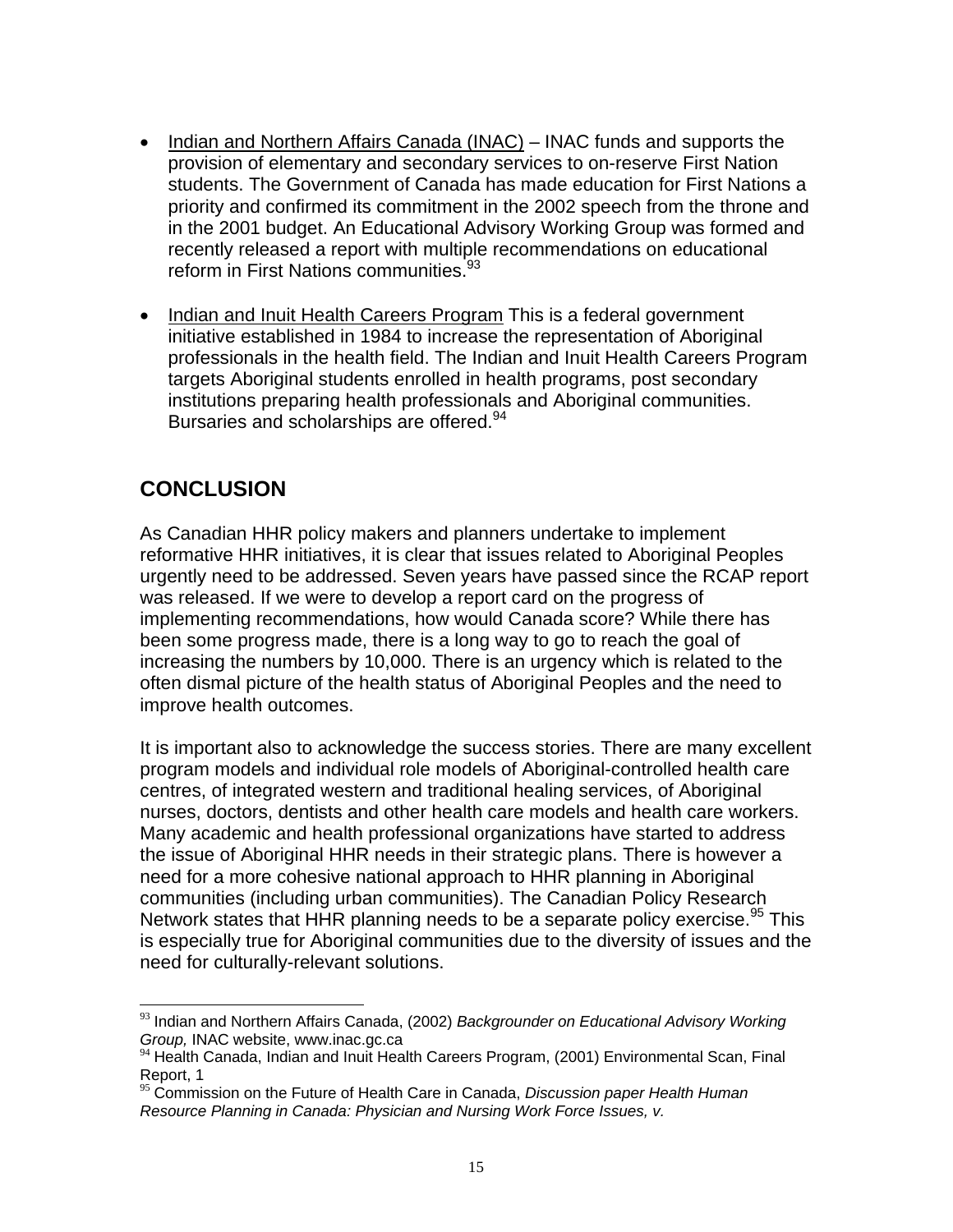- Indian and Northern Affairs Canada (INAC) – INAC funds and supports the provision of elementary and secondary services to on-reserve First Nation students. The Government of Canada has made education for First Nations a priority and confirmed its commitment in the 2002 speech from the throne and in the 2001 budget. An Educational Advisory Working Group was formed and recently released a report with multiple recommendations on educational reform in First Nations communities.[93]

- Indian and Inuit Health Careers Program This is a federal government initiative established in 1984 to increase the representation of Aboriginal professionals in the health field. The Indian and Inuit Health Careers Program targets Aboriginal students enrolled in health programs, post secondary institutions preparing health professionals and Aboriginal communities. Bursaries and scholarships are offered.[94]

## CONCLUSION

As Canadian HHR policy makers and planners undertake to implement reformative HHR initiatives, it is clear that issues related to Aboriginal Peoples urgently need to be addressed. Seven years have passed since the RCAP report was released. If we were to develop a report card on the progress of implementing recommendations, how would Canada score? While there has been some progress made, there is a long way to go to reach the goal of increasing the numbers by 10,000. There is an urgency which is related to the often dismal picture of the health status of Aboriginal Peoples and the need to improve health outcomes.

It is important also to acknowledge the success stories. There are many excellent program models and individual role models of Aboriginal-controlled health care centres, of integrated western and traditional healing services, of Aboriginal nurses, doctors, dentists and other health care models and health care workers. Many academic and health professional organizations have started to address the issue of Aboriginal HHR needs in their strategic plans. There is however a need for a more cohesive national approach to HHR planning in Aboriginal communities (including urban communities). The Canadian Policy Research Network states that HHR planning needs to be a separate policy exercise.[95] This is especially true for Aboriginal communities due to the diversity of issues and the need for culturally-relevant solutions.

---

[93] Indian and Northern Affairs Canada, (2002) *Backgrounder on Educational Advisory Working Group,* INAC website, www.inac.gc.ca

[94] Health Canada, Indian and Inuit Health Careers Program, (2001) Environmental Scan, Final Report, 1

[95] Commission on the Future of Health Care in Canada, *Discussion paper Health Human Resource Planning in Canada: Physician and Nursing Work Force Issues, v.*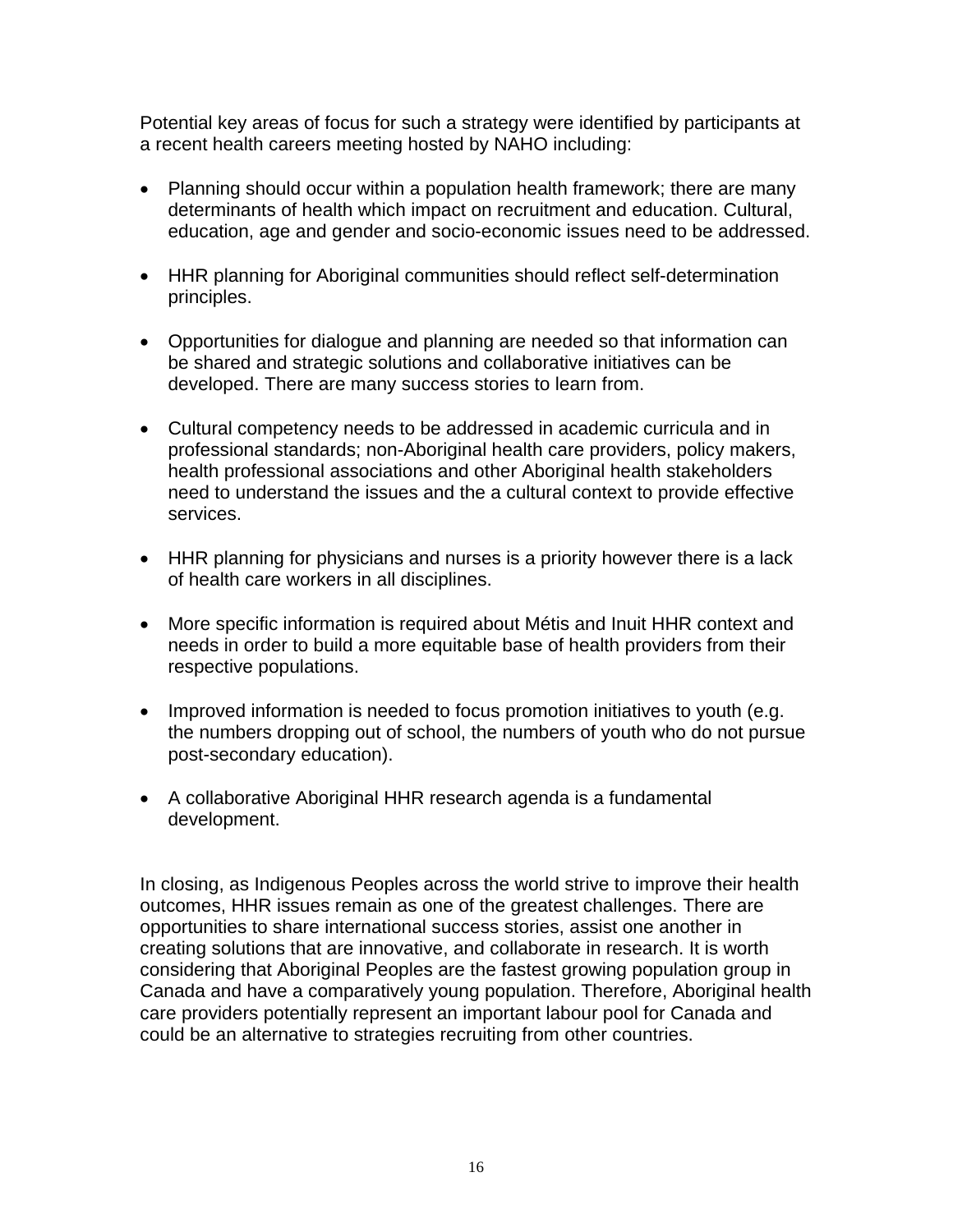Potential key areas of focus for such a strategy were identified by participants at a recent health careers meeting hosted by NAHO including:

- Planning should occur within a population health framework; there are many determinants of health which impact on recruitment and education. Cultural, education, age and gender and socio-economic issues need to be addressed.

- HHR planning for Aboriginal communities should reflect self-determination principles.

- Opportunities for dialogue and planning are needed so that information can be shared and strategic solutions and collaborative initiatives can be developed. There are many success stories to learn from.

- Cultural competency needs to be addressed in academic curricula and in professional standards; non-Aboriginal health care providers, policy makers, health professional associations and other Aboriginal health stakeholders need to understand the issues and the a cultural context to provide effective services.

- HHR planning for physicians and nurses is a priority however there is a lack of health care workers in all disciplines.

- More specific information is required about Métis and Inuit HHR context and needs in order to build a more equitable base of health providers from their respective populations.

- Improved information is needed to focus promotion initiatives to youth (e.g. the numbers dropping out of school, the numbers of youth who do not pursue post-secondary education).

- A collaborative Aboriginal HHR research agenda is a fundamental development.

In closing, as Indigenous Peoples across the world strive to improve their health outcomes, HHR issues remain as one of the greatest challenges. There are opportunities to share international success stories, assist one another in creating solutions that are innovative, and collaborate in research. It is worth considering that Aboriginal Peoples are the fastest growing population group in Canada and have a comparatively young population. Therefore, Aboriginal health care providers potentially represent an important labour pool for Canada and could be an alternative to strategies recruiting from other countries.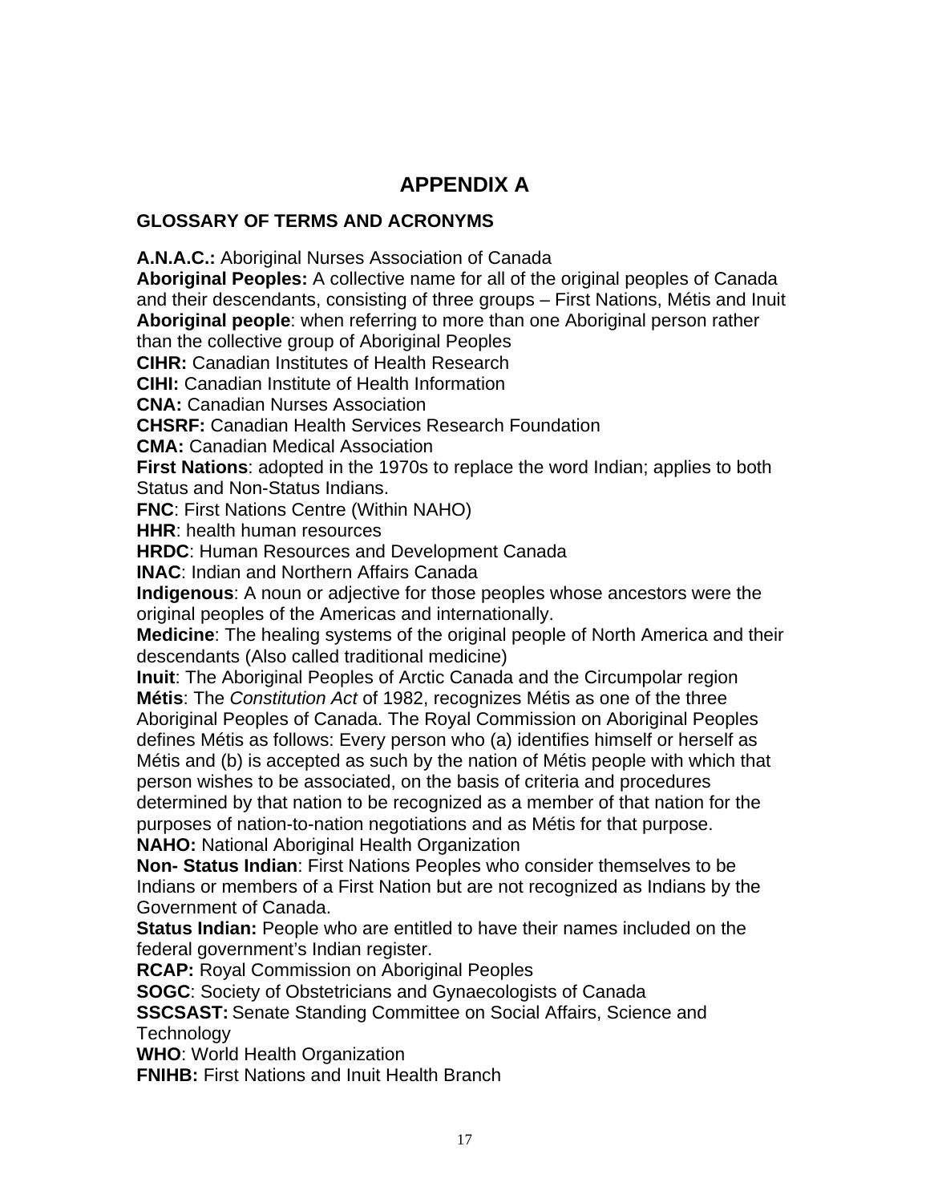# APPENDIX A

## GLOSSARY OF TERMS AND ACRONYMS

**A.N.A.C.:** Aboriginal Nurses Association of Canada
**Aboriginal Peoples:** A collective name for all of the original peoples of Canada and their descendants, consisting of three groups – First Nations, Métis and Inuit
**Aboriginal people**: when referring to more than one Aboriginal person rather than the collective group of Aboriginal Peoples
**CIHR:** Canadian Institutes of Health Research
**CIHI:** Canadian Institute of Health Information
**CNA:** Canadian Nurses Association
**CHSRF:** Canadian Health Services Research Foundation
**CMA:** Canadian Medical Association
**First Nations**: adopted in the 1970s to replace the word Indian; applies to both Status and Non-Status Indians.
**FNC**: First Nations Centre (Within NAHO)
**HHR**: health human resources
**HRDC**: Human Resources and Development Canada
**INAC**: Indian and Northern Affairs Canada
**Indigenous**: A noun or adjective for those peoples whose ancestors were the original peoples of the Americas and internationally.
**Medicine**: The healing systems of the original people of North America and their descendants (Also called traditional medicine)
**Inuit**: The Aboriginal Peoples of Arctic Canada and the Circumpolar region
**Métis**: The *Constitution Act* of 1982, recognizes Métis as one of the three Aboriginal Peoples of Canada. The Royal Commission on Aboriginal Peoples defines Métis as follows: Every person who (a) identifies himself or herself as Métis and (b) is accepted as such by the nation of Métis people with which that person wishes to be associated, on the basis of criteria and procedures determined by that nation to be recognized as a member of that nation for the purposes of nation-to-nation negotiations and as Métis for that purpose.
**NAHO:** National Aboriginal Health Organization
**Non- Status Indian**: First Nations Peoples who consider themselves to be Indians or members of a First Nation but are not recognized as Indians by the Government of Canada.
**Status Indian:** People who are entitled to have their names included on the federal government's Indian register.
**RCAP:** Royal Commission on Aboriginal Peoples
**SOGC**: Society of Obstetricians and Gynaecologists of Canada
**SSCSAST:** Senate Standing Committee on Social Affairs, Science and Technology
**WHO**: World Health Organization
**FNIHB:** First Nations and Inuit Health Branch